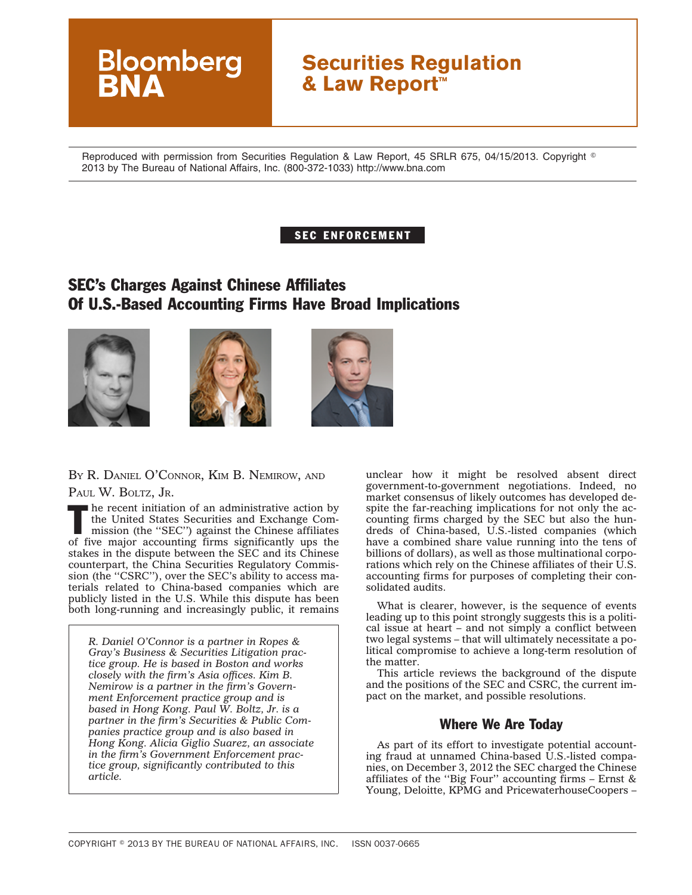Bloomberg BNA

# Securities Regulation & Law Report™

Reproduced with permission from Securities Regulation & Law Report, 45 SRLR 675, 04/15/2013. Copyright © 2013 by The Bureau of National Affairs, Inc. (800-372-1033) http://www.bna.com

SEC ENFORCEMENT

## SEC's Charges Against Chinese Affiliates Of U.S.-Based Accounting Firms Have Broad Implications

BY R. DANIEL O'CONNOR, KIM B. NEMIROW, AND PAUL W. BOLTZ, JR.

The recent initiation of an administrative action by the United States Securities and Exchange Commission (the ''SEC'') against the Chinese affiliates of five major accounting firms significantly ups the stakes in the dispute between the SEC and its Chinese counterpart, the China Securities Regulatory Commission (the ''CSRC''), over the SEC's ability to access materials related to China-based companies which are publicly listed in the U.S. While this dispute has been both long-running and increasingly public, it remains unclear how it might be resolved absent direct government-to-government negotiations. Indeed, no market consensus of likely outcomes has developed despite the far-reaching implications for not only the accounting firms charged by the SEC but also the hundreds of China-based, U.S.-listed companies (which have a combined share value running into the tens of billions of dollars), as well as those multinational corporations which rely on the Chinese affiliates of their U.S. accounting firms for purposes of completing their consolidated audits.

*R. Daniel O'Connor is a partner in Ropes & Gray's Business & Securities Litigation practice group. He is based in Boston and works closely with the firm's Asia offices. Kim B. Nemirow is a partner in the firm's Government Enforcement practice group and is based in Hong Kong. Paul W. Boltz, Jr. is a partner in the firm's Securities & Public Companies practice group and is also based in Hong Kong. Alicia Giglio Suarez, an associate in the firm's Government Enforcement practice group, significantly contributed to this article.*

What is clearer, however, is the sequence of events leading up to this point strongly suggests this is a political issue at heart – and not simply a conflict between two legal systems – that will ultimately necessitate a political compromise to achieve a long-term resolution of the matter.

This article reviews the background of the dispute and the positions of the SEC and CSRC, the current impact on the market, and possible resolutions.

### Where We Are Today

As part of its effort to investigate potential accounting fraud at unnamed China-based U.S.-listed companies, on December 3, 2012 the SEC charged the Chinese affiliates of the ''Big Four'' accounting firms – Ernst & Young, Deloitte, KPMG and PricewaterhouseCoopers –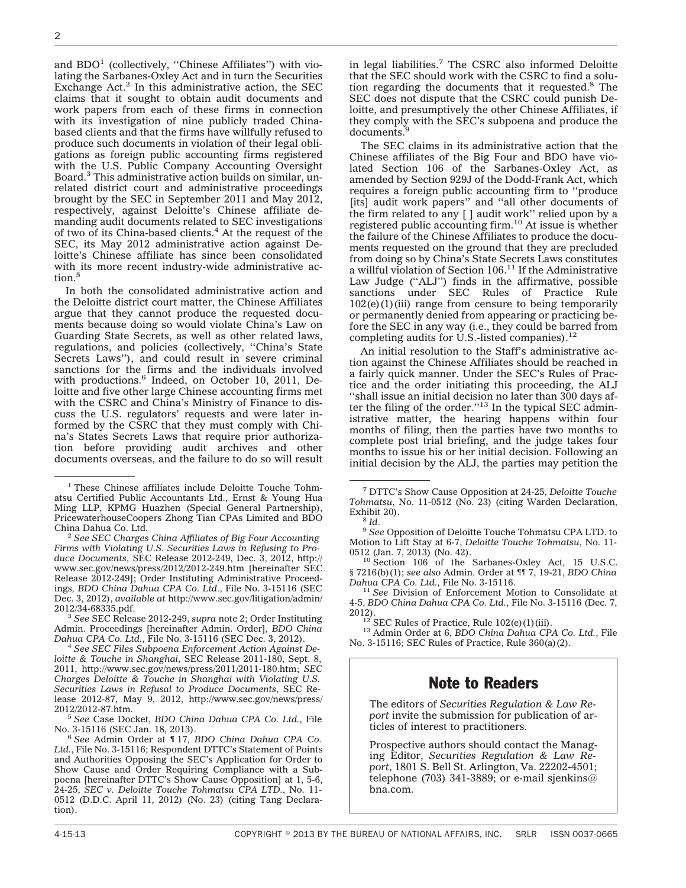and BDO[1] (collectively, "Chinese Affiliates") with violating the Sarbanes-Oxley Act and in turn the Securities Exchange Act.[2] In this administrative action, the SEC claims that it sought to obtain audit documents and work papers from each of these firms in connection with its investigation of nine publicly traded China-based clients and that the firms have willfully refused to produce such documents in violation of their legal obligations as foreign public accounting firms registered with the U.S. Public Company Accounting Oversight Board.[3] This administrative action builds on similar, unrelated district court and administrative proceedings brought by the SEC in September 2011 and May 2012, respectively, against Deloitte's Chinese affiliate demanding audit documents related to SEC investigations of two of its China-based clients.[4] At the request of the SEC, its May 2012 administrative action against Deloitte's Chinese affiliate has since been consolidated with its more recent industry-wide administrative action.[5]

In both the consolidated administrative action and the Deloitte district court matter, the Chinese Affiliates argue that they cannot produce the requested documents because doing so would violate China's Law on Guarding State Secrets, as well as other related laws, regulations, and policies (collectively, "China's State Secrets Laws"), and could result in severe criminal sanctions for the firms and the individuals involved with productions.[6] Indeed, on October 10, 2011, Deloitte and five other large Chinese accounting firms met with the CSRC and China's Ministry of Finance to discuss the U.S. regulators' requests and were later informed by the CSRC that they must comply with China's States Secrets Laws that require prior authorization before providing audit archives and other documents overseas, and the failure to do so will result in legal liabilities.[7] The CSRC also informed Deloitte that the SEC should work with the CSRC to find a solution regarding the documents that it requested.[8] The SEC does not dispute that the CSRC could punish Deloitte, and presumptively the other Chinese Affiliates, if they comply with the SEC's subpoena and produce the documents.[9]

The SEC claims in its administrative action that the Chinese affiliates of the Big Four and BDO have violated Section 106 of the Sarbanes-Oxley Act, as amended by Section 929J of the Dodd-Frank Act, which requires a foreign public accounting firm to "produce [its] audit work papers" and "all other documents of the firm related to any [ ] audit work" relied upon by a registered public accounting firm.[10] At issue is whether the failure of the Chinese Affiliates to produce the documents requested on the ground that they are precluded from doing so by China's State Secrets Laws constitutes a willful violation of Section 106.[11] If the Administrative Law Judge ("ALJ") finds in the affirmative, possible sanctions under SEC Rules of Practice Rule 102(e)(1)(iii) range from censure to being temporarily or permanently denied from appearing or practicing before the SEC in any way (i.e., they could be barred from completing audits for U.S.-listed companies).[12]

An initial resolution to the Staff's administrative action against the Chinese Affiliates should be reached in a fairly quick manner. Under the SEC's Rules of Practice and the order initiating this proceeding, the ALJ "shall issue an initial decision no later than 300 days after the filing of the order."[13] In the typical SEC administrative matter, the hearing happens within four months of filing, then the parties have two months to complete post trial briefing, and the judge takes four months to issue his or her initial decision. Following an initial decision by the ALJ, the parties may petition the

---

[1] These Chinese affiliates include Deloitte Touche Tohmatsu Certified Public Accountants Ltd., Ernst & Young Hua Ming LLP, KPMG Huazhen (Special General Partnership), PricewaterhouseCoopers Zhong Tian CPAs Limited and BDO China Dahua Co. Ltd.

[2] *See SEC Charges China Affiliates of Big Four Accounting Firms with Violating U.S. Securities Laws in Refusing to Produce Documents*, SEC Release 2012-249, Dec. 3, 2012, http://www.sec.gov/news/press/2012/2012-249.htm [hereinafter SEC Release 2012-249]; Order Instituting Administrative Proceedings, *BDO China Dahua CPA Co. Ltd.*, File No. 3-15116 (SEC Dec. 3, 2012), *available at* http://www.sec.gov/litigation/admin/2012/34-68335.pdf.

[3] *See* SEC Release 2012-249, *supra* note 2; Order Instituting Admin. Proceedings [hereinafter Admin. Order], *BDO China Dahua CPA Co. Ltd.*, File No. 3-15116 (SEC Dec. 3, 2012).

[4] *See SEC Files Subpoena Enforcement Action Against Deloitte & Touche in Shanghai*, SEC Release 2011-180, Sept. 8, 2011, http://www.sec.gov/news/press/2011/2011-180.htm; *SEC Charges Deloitte & Touche in Shanghai with Violating U.S. Securities Laws in Refusal to Produce Documents*, SEC Release 2012-87, May 9, 2012, http://www.sec.gov/news/press/2012/2012-87.htm.

[5] *See* Case Docket, *BDO China Dahua CPA Co. Ltd.*, File No. 3-15116 (SEC Jan. 18, 2013).

[6] *See* Admin Order at ¶ 17, *BDO China Dahua CPA Co. Ltd.*, File No. 3-15116; Respondent DTTC's Statement of Points and Authorities Opposing the SEC's Application for Order to Show Cause and Order Requiring Compliance with a Subpoena [hereinafter DTTC's Show Cause Opposition] at 1, 5-6, 24-25, *SEC v. Deloitte Touche Tohmatsu CPA LTD.*, No. 11-0512 (D.D.C. April 11, 2012) (No. 23) (citing Tang Declaration).

[7] DTTC's Show Cause Opposition at 24-25, *Deloitte Touche Tohmatsu*, No. 11-0512 (No. 23) (citing Warden Declaration, Exhibit 20).

[8] *Id*.

[9] *See* Opposition of Deloitte Touche Tohmatsu CPA LTD. to Motion to Lift Stay at 6-7, *Deloitte Touche Tohmatsu*, No. 11-0512 (Jan. 7, 2013) (No. 42).

[10] Section 106 of the Sarbanes-Oxley Act, 15 U.S.C. § 7216(b)(1); *see also* Admin. Order at ¶¶ 7, 19-21, *BDO China Dahua CPA Co. Ltd.*, File No. 3-15116.

[11] *See* Division of Enforcement Motion to Consolidate at 4-5, *BDO China Dahua CPA Co. Ltd.*, File No. 3-15116 (Dec. 7, 2012).

[12] SEC Rules of Practice, Rule 102(e)(1)(iii).

[13] Admin Order at 6, *BDO China Dahua CPA Co. Ltd.*, File No. 3-15116; SEC Rules of Practice, Rule 360(a)(2).

## Note to Readers

The editors of *Securities Regulation & Law Report* invite the submission for publication of articles of interest to practitioners.

Prospective authors should contact the Managing Editor, *Securities Regulation & Law Report*, 1801 S. Bell St. Arlington, Va. 22202-4501; telephone (703) 341-3889; or e-mail sjenkins@bna.com.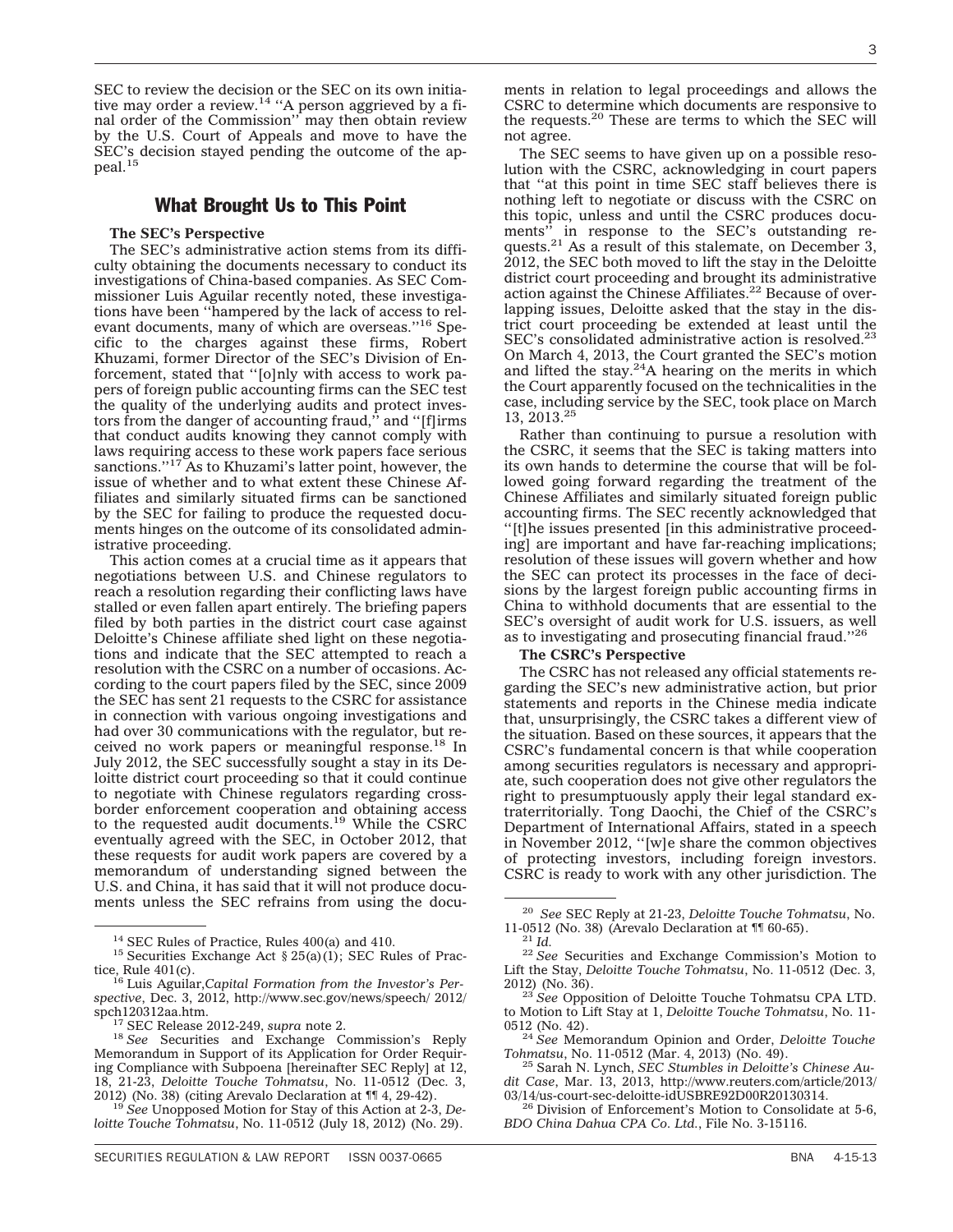SEC to review the decision or the SEC on its own initiative may order a review.[14] ''A person aggrieved by a final order of the Commission'' may then obtain review by the U.S. Court of Appeals and move to have the SEC's decision stayed pending the outcome of the appeal.[15]

## What Brought Us to This Point

**The SEC's Perspective**

The SEC's administrative action stems from its difficulty obtaining the documents necessary to conduct its investigations of China-based companies. As SEC Commissioner Luis Aguilar recently noted, these investigations have been ''hampered by the lack of access to relevant documents, many of which are overseas.''[16] Specific to the charges against these firms, Robert Khuzami, former Director of the SEC's Division of Enforcement, stated that ''[o]nly with access to work papers of foreign public accounting firms can the SEC test the quality of the underlying audits and protect investors from the danger of accounting fraud,'' and ''[f]irms that conduct audits knowing they cannot comply with laws requiring access to these work papers face serious sanctions.''[17] As to Khuzami's latter point, however, the issue of whether and to what extent these Chinese Affiliates and similarly situated firms can be sanctioned by the SEC for failing to produce the requested documents hinges on the outcome of its consolidated administrative proceeding.

This action comes at a crucial time as it appears that negotiations between U.S. and Chinese regulators to reach a resolution regarding their conflicting laws have stalled or even fallen apart entirely. The briefing papers filed by both parties in the district court case against Deloitte's Chinese affiliate shed light on these negotiations and indicate that the SEC attempted to reach a resolution with the CSRC on a number of occasions. According to the court papers filed by the SEC, since 2009 the SEC has sent 21 requests to the CSRC for assistance in connection with various ongoing investigations and had over 30 communications with the regulator, but received no work papers or meaningful response.[18] In July 2012, the SEC successfully sought a stay in its Deloitte district court proceeding so that it could continue to negotiate with Chinese regulators regarding cross-border enforcement cooperation and obtaining access to the requested audit documents.[19] While the CSRC eventually agreed with the SEC, in October 2012, that these requests for audit work papers are covered by a memorandum of understanding signed between the U.S. and China, it has said that it will not produce documents unless the SEC refrains from using the documents in relation to legal proceedings and allows the CSRC to determine which documents are responsive to the requests.[20] These are terms to which the SEC will not agree.

The SEC seems to have given up on a possible resolution with the CSRC, acknowledging in court papers that ''at this point in time SEC staff believes there is nothing left to negotiate or discuss with the CSRC on this topic, unless and until the CSRC produces documents'' in response to the SEC's outstanding requests.[21] As a result of this stalemate, on December 3, 2012, the SEC both moved to lift the stay in the Deloitte district court proceeding and brought its administrative action against the Chinese Affiliates.[22] Because of overlapping issues, Deloitte asked that the stay in the district court proceeding be extended at least until the SEC's consolidated administrative action is resolved.[23] On March 4, 2013, the Court granted the SEC's motion and lifted the stay.[24] A hearing on the merits in which the Court apparently focused on the technicalities in the case, including service by the SEC, took place on March 13, 2013.[25]

Rather than continuing to pursue a resolution with the CSRC, it seems that the SEC is taking matters into its own hands to determine the course that will be followed going forward regarding the treatment of the Chinese Affiliates and similarly situated foreign public accounting firms. The SEC recently acknowledged that ''[t]he issues presented [in this administrative proceeding] are important and have far-reaching implications; resolution of these issues will govern whether and how the SEC can protect its processes in the face of decisions by the largest foreign public accounting firms in China to withhold documents that are essential to the SEC's oversight of audit work for U.S. issuers, as well as to investigating and prosecuting financial fraud.''[26]

**The CSRC's Perspective**

The CSRC has not released any official statements regarding the SEC's new administrative action, but prior statements and reports in the Chinese media indicate that, unsurprisingly, the CSRC takes a different view of the situation. Based on these sources, it appears that the CSRC's fundamental concern is that while cooperation among securities regulators is necessary and appropriate, such cooperation does not give other regulators the right to presumptuously apply their legal standard extraterritorially. Tong Daochi, the Chief of the CSRC's Department of International Affairs, stated in a speech in November 2012, ''[w]e share the common objectives of protecting investors, including foreign investors. CSRC is ready to work with any other jurisdiction. The

---

[14] SEC Rules of Practice, Rules 400(a) and 410.

[15] Securities Exchange Act § 25(a)(1); SEC Rules of Practice, Rule 401(c).

[16] Luis Aguilar, *Capital Formation from the Investor's Perspective*, Dec. 3, 2012, http://www.sec.gov/news/speech/ 2012/ spch120312aa.htm.

[17] SEC Release 2012-249, *supra* note 2.

[18] *See* Securities and Exchange Commission's Reply Memorandum in Support of its Application for Order Requiring Compliance with Subpoena [hereinafter SEC Reply] at 12, 18, 21-23, *Deloitte Touche Tohmatsu*, No. 11-0512 (Dec. 3, 2012) (No. 38) (citing Arevalo Declaration at ¶¶ 4, 29-42).

[19] *See* Unopposed Motion for Stay of this Action at 2-3, *Deloitte Touche Tohmatsu*, No. 11-0512 (July 18, 2012) (No. 29).

[20] *See* SEC Reply at 21-23, *Deloitte Touche Tohmatsu*, No. 11-0512 (No. 38) (Arevalo Declaration at ¶¶ 60-65).

[21] *Id.*

[22] *See* Securities and Exchange Commission's Motion to Lift the Stay, *Deloitte Touche Tohmatsu*, No. 11-0512 (Dec. 3, 2012) (No. 36).

[23] *See* Opposition of Deloitte Touche Tohmatsu CPA LTD. to Motion to Lift Stay at 1, *Deloitte Touche Tohmatsu*, No. 11-0512 (No. 42).

[24] *See* Memorandum Opinion and Order, *Deloitte Touche Tohmatsu*, No. 11-0512 (Mar. 4, 2013) (No. 49).

[25] Sarah N. Lynch, *SEC Stumbles in Deloitte's Chinese Audit Case*, Mar. 13, 2013, http://www.reuters.com/article/2013/ 03/14/us-court-sec-deloitte-idUSBRE92D00R20130314.

[26] Division of Enforcement's Motion to Consolidate at 5-6, *BDO China Dahua CPA Co. Ltd.*, File No. 3-15116.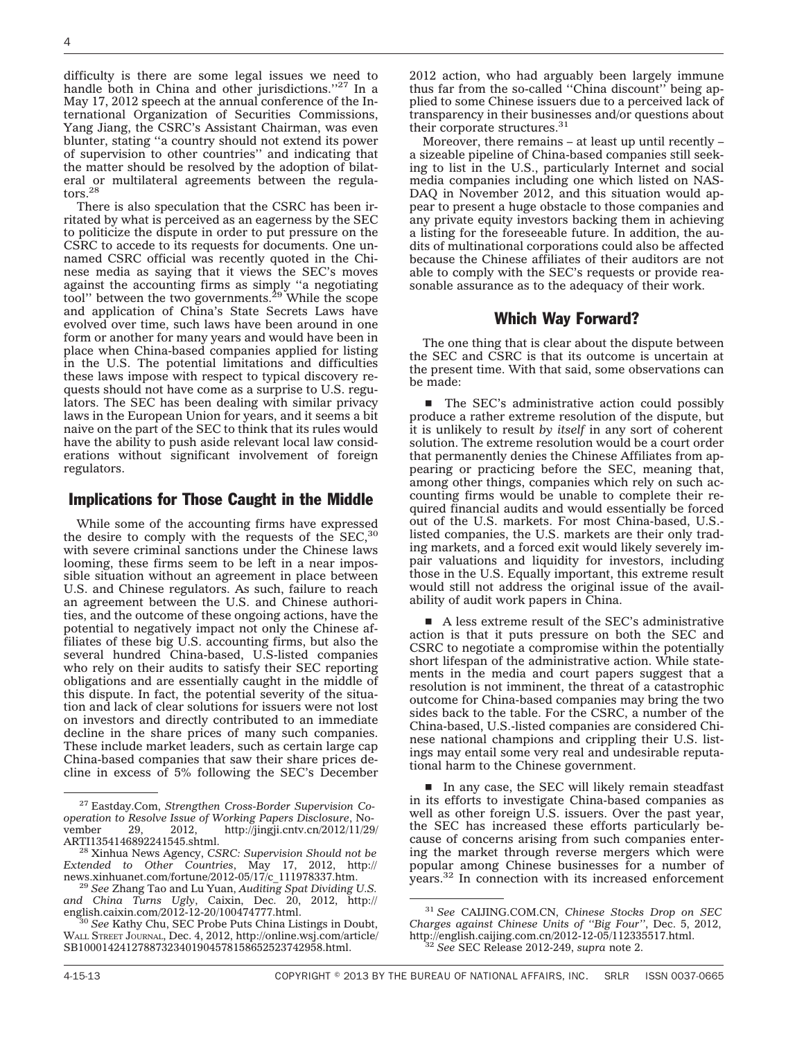difficulty is there are some legal issues we need to handle both in China and other jurisdictions.''[27] In a May 17, 2012 speech at the annual conference of the International Organization of Securities Commissions, Yang Jiang, the CSRC's Assistant Chairman, was even blunter, stating ''a country should not extend its power of supervision to other countries'' and indicating that the matter should be resolved by the adoption of bilateral or multilateral agreements between the regulators.[28]

There is also speculation that the CSRC has been irritated by what is perceived as an eagerness by the SEC to politicize the dispute in order to put pressure on the CSRC to accede to its requests for documents. One unnamed CSRC official was recently quoted in the Chinese media as saying that it views the SEC's moves against the accounting firms as simply ''a negotiating tool'' between the two governments.[29] While the scope and application of China's State Secrets Laws have evolved over time, such laws have been around in one form or another for many years and would have been in place when China-based companies applied for listing in the U.S. The potential limitations and difficulties these laws impose with respect to typical discovery requests should not have come as a surprise to U.S. regulators. The SEC has been dealing with similar privacy laws in the European Union for years, and it seems a bit naive on the part of the SEC to think that its rules would have the ability to push aside relevant local law considerations without significant involvement of foreign regulators.

## Implications for Those Caught in the Middle

While some of the accounting firms have expressed the desire to comply with the requests of the SEC,[30] with severe criminal sanctions under the Chinese laws looming, these firms seem to be left in a near impossible situation without an agreement in place between U.S. and Chinese regulators. As such, failure to reach an agreement between the U.S. and Chinese authorities, and the outcome of these ongoing actions, have the potential to negatively impact not only the Chinese affiliates of these big U.S. accounting firms, but also the several hundred China-based, U.S-listed companies who rely on their audits to satisfy their SEC reporting obligations and are essentially caught in the middle of this dispute. In fact, the potential severity of the situation and lack of clear solutions for issuers were not lost on investors and directly contributed to an immediate decline in the share prices of many such companies. These include market leaders, such as certain large cap China-based companies that saw their share prices decline in excess of 5% following the SEC's December 2012 action, who had arguably been largely immune thus far from the so-called ''China discount'' being applied to some Chinese issuers due to a perceived lack of transparency in their businesses and/or questions about their corporate structures.[31]

Moreover, there remains – at least up until recently – a sizeable pipeline of China-based companies still seeking to list in the U.S., particularly Internet and social media companies including one which listed on NASDAQ in November 2012, and this situation would appear to present a huge obstacle to those companies and any private equity investors backing them in achieving a listing for the foreseeable future. In addition, the audits of multinational corporations could also be affected because the Chinese affiliates of their auditors are not able to comply with the SEC's requests or provide reasonable assurance as to the adequacy of their work.

## Which Way Forward?

The one thing that is clear about the dispute between the SEC and CSRC is that its outcome is uncertain at the present time. With that said, some observations can be made:

- The SEC's administrative action could possibly produce a rather extreme resolution of the dispute, but it is unlikely to result *by itself* in any sort of coherent solution. The extreme resolution would be a court order that permanently denies the Chinese Affiliates from appearing or practicing before the SEC, meaning that, among other things, companies which rely on such accounting firms would be unable to complete their required financial audits and would essentially be forced out of the U.S. markets. For most China-based, U.S.-listed companies, the U.S. markets are their only trading markets, and a forced exit would likely severely impair valuations and liquidity for investors, including those in the U.S. Equally important, this extreme result would still not address the original issue of the availability of audit work papers in China.

- A less extreme result of the SEC's administrative action is that it puts pressure on both the SEC and CSRC to negotiate a compromise within the potentially short lifespan of the administrative action. While statements in the media and court papers suggest that a resolution is not imminent, the threat of a catastrophic outcome for China-based companies may bring the two sides back to the table. For the CSRC, a number of the China-based, U.S.-listed companies are considered Chinese national champions and crippling their U.S. listings may entail some very real and undesirable reputational harm to the Chinese government.

- In any case, the SEC will likely remain steadfast in its efforts to investigate China-based companies as well as other foreign U.S. issuers. Over the past year, the SEC has increased these efforts particularly because of concerns arising from such companies entering the market through reverse mergers which were popular among Chinese businesses for a number of years.[32] In connection with its increased enforcement

---

[27] Eastday.Com, *Strengthen Cross-Border Supervision Cooperation to Resolve Issue of Working Papers Disclosure*, November 29, 2012, http://jingji.cntv.cn/2012/11/29/ARTI1354146892241545.shtml.

[28] Xinhua News Agency, *CSRC: Supervision Should not be Extended to Other Countries*, May 17, 2012, http://news.xinhuanet.com/fortune/2012-05/17/c_111978337.htm.

[29] *See* Zhang Tao and Lu Yuan, *Auditing Spat Dividing U.S. and China Turns Ugly*, Caixin, Dec. 20, 2012, http://english.caixin.com/2012-12-20/100474777.html.

[30] *See* Kathy Chu, SEC Probe Puts China Listings in Doubt, Wall Street Journal, Dec. 4, 2012, http://online.wsj.com/article/SB10001424127887323401904578158652523742958.html.

[31] *See* CAIJING.COM.CN, *Chinese Stocks Drop on SEC Charges against Chinese Units of ''Big Four''*, Dec. 5, 2012, http://english.caijing.com.cn/2012-12-05/112335517.html.

[32] *See* SEC Release 2012-249, *supra* note 2.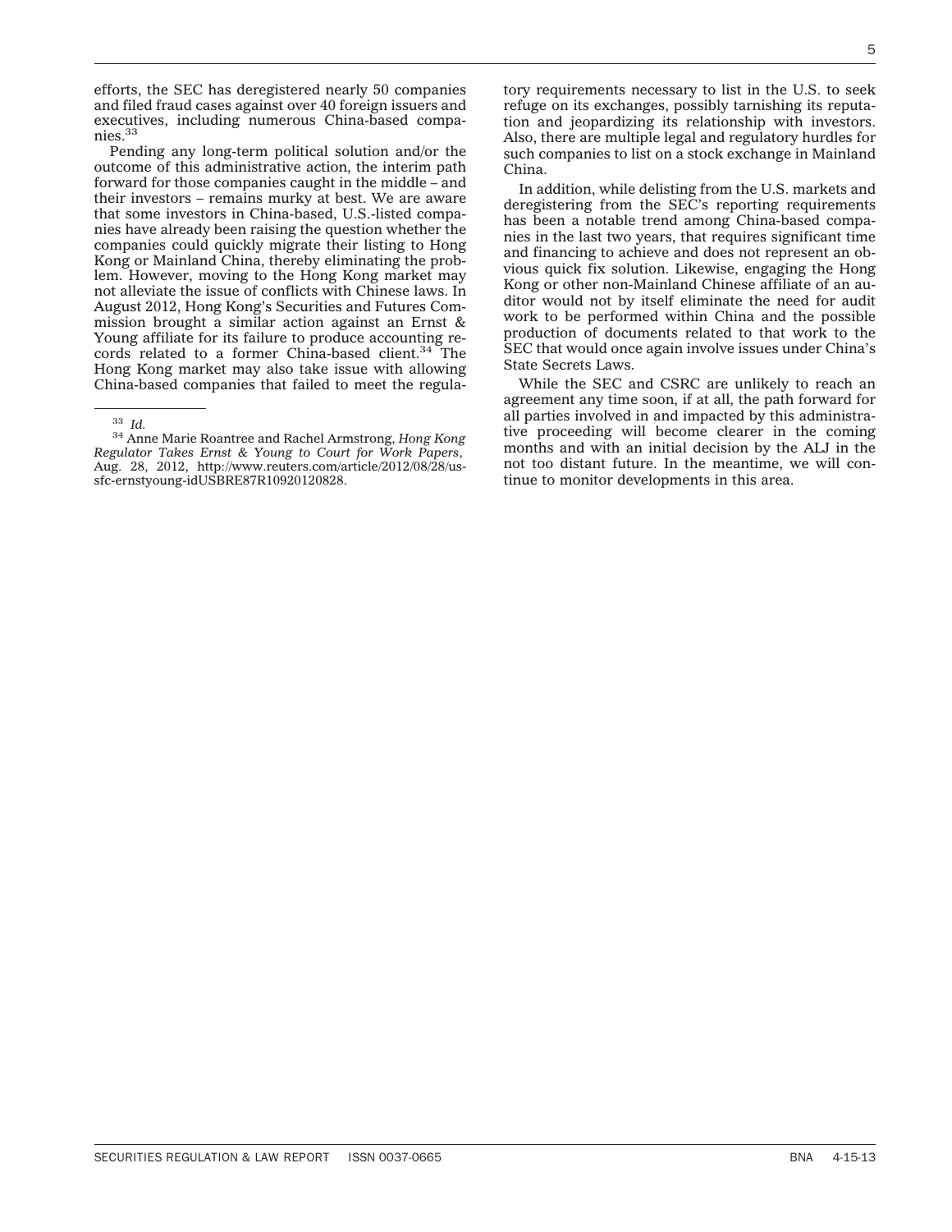efforts, the SEC has deregistered nearly 50 companies and filed fraud cases against over 40 foreign issuers and executives, including numerous China-based companies.[33]

Pending any long-term political solution and/or the outcome of this administrative action, the interim path forward for those companies caught in the middle – and their investors – remains murky at best. We are aware that some investors in China-based, U.S.-listed companies have already been raising the question whether the companies could quickly migrate their listing to Hong Kong or Mainland China, thereby eliminating the problem. However, moving to the Hong Kong market may not alleviate the issue of conflicts with Chinese laws. In August 2012, Hong Kong's Securities and Futures Commission brought a similar action against an Ernst & Young affiliate for its failure to produce accounting records related to a former China-based client.[34] The Hong Kong market may also take issue with allowing China-based companies that failed to meet the regulatory requirements necessary to list in the U.S. to seek refuge on its exchanges, possibly tarnishing its reputation and jeopardizing its relationship with investors. Also, there are multiple legal and regulatory hurdles for such companies to list on a stock exchange in Mainland China.

In addition, while delisting from the U.S. markets and deregistering from the SEC's reporting requirements has been a notable trend among China-based companies in the last two years, that requires significant time and financing to achieve and does not represent an obvious quick fix solution. Likewise, engaging the Hong Kong or other non-Mainland Chinese affiliate of an auditor would not by itself eliminate the need for audit work to be performed within China and the possible production of documents related to that work to the SEC that would once again involve issues under China's State Secrets Laws.

While the SEC and CSRC are unlikely to reach an agreement any time soon, if at all, the path forward for all parties involved in and impacted by this administrative proceeding will become clearer in the coming months and with an initial decision by the ALJ in the not too distant future. In the meantime, we will continue to monitor developments in this area.

---

[33] *Id.*

[34] Anne Marie Roantree and Rachel Armstrong, *Hong Kong Regulator Takes Ernst & Young to Court for Work Papers*, Aug. 28, 2012, http://www.reuters.com/article/2012/08/28/us-sfc-ernstyoung-idUSBRE87R10920120828.